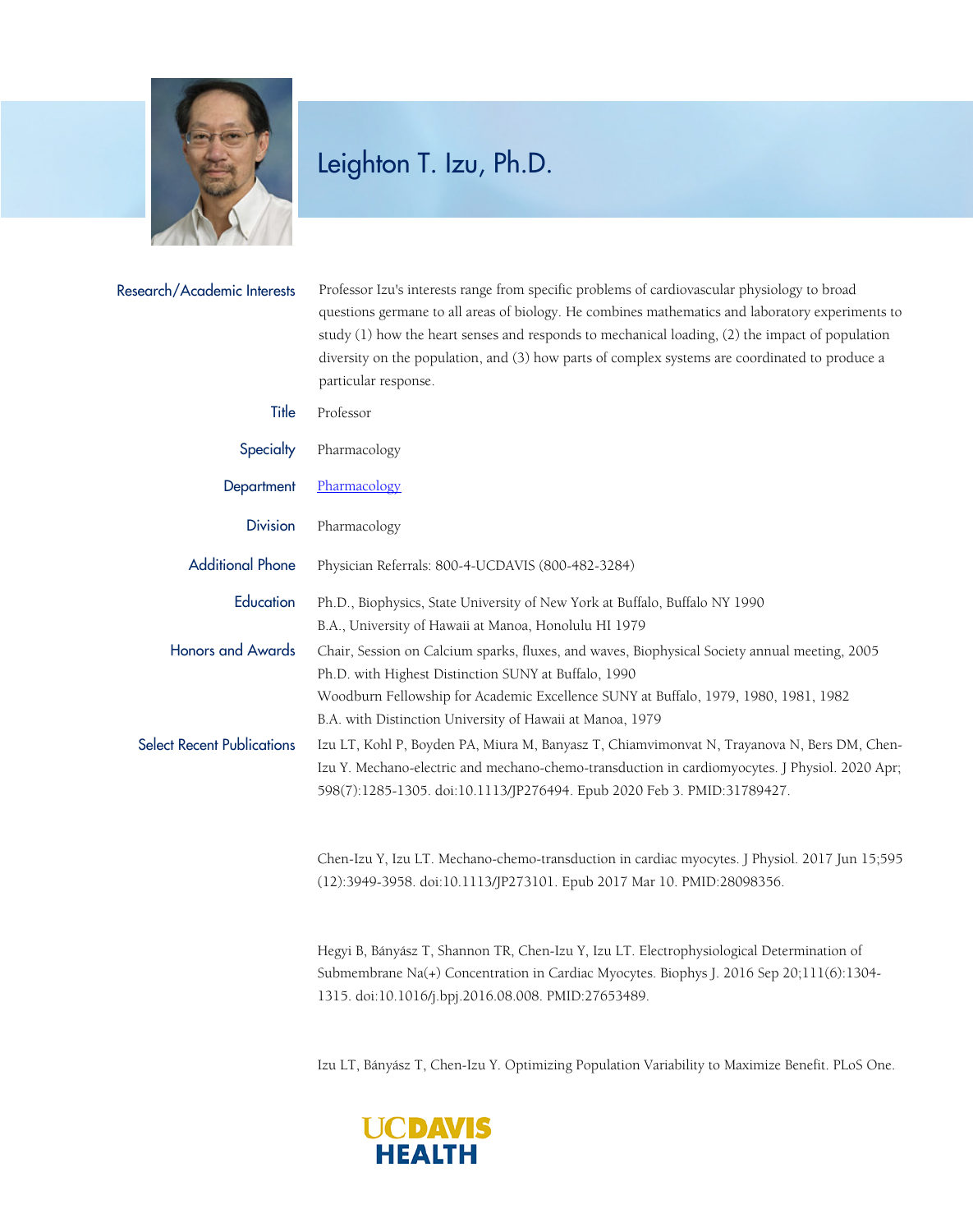# Leighton T. Izu, Ph.D.

**Research/Academic Interests**

Professor Izu's interests range from specific problems of cardiovascular physiology to broad questions germane to all areas of biology. He combines mathematics and laboratory experiments to study (1) how the heart senses and responds to mechanical loading, (2) the impact of population diversity on the population, and (3) how parts of complex systems are coordinated to produce a particular response.

**Title**

Professor

**Specialty**

Pharmacology

**Department**

Pharmacology

**Division**

Pharmacology

**Additional Phone**

Physician Referrals: 800-4-UCDAVIS (800-482-3284)

**Education**

Ph.D., Biophysics, State University of New York at Buffalo, Buffalo NY 1990
B.A., University of Hawaii at Manoa, Honolulu HI 1979

**Honors and Awards**

Chair, Session on Calcium sparks, fluxes, and waves, Biophysical Society annual meeting, 2005
Ph.D. with Highest Distinction SUNY at Buffalo, 1990
Woodburn Fellowship for Academic Excellence SUNY at Buffalo, 1979, 1980, 1981, 1982
B.A. with Distinction University of Hawaii at Manoa, 1979

**Select Recent Publications**

Izu LT, Kohl P, Boyden PA, Miura M, Banyasz T, Chiamvimonvat N, Trayanova N, Bers DM, Chen-Izu Y. Mechano-electric and mechano-chemo-transduction in cardiomyocytes. J Physiol. 2020 Apr;598(7):1285-1305. doi:10.1113/JP276494. Epub 2020 Feb 3. PMID:31789427.

Chen-Izu Y, Izu LT. Mechano-chemo-transduction in cardiac myocytes. J Physiol. 2017 Jun 15;595(12):3949-3958. doi:10.1113/JP273101. Epub 2017 Mar 10. PMID:28098356.

Hegyi B, Bányász T, Shannon TR, Chen-Izu Y, Izu LT. Electrophysiological Determination of Submembrane Na(+) Concentration in Cardiac Myocytes. Biophys J. 2016 Sep 20;111(6):1304-1315. doi:10.1016/j.bpj.2016.08.008. PMID:27653489.

Izu LT, Bányász T, Chen-Izu Y. Optimizing Population Variability to Maximize Benefit. PLoS One.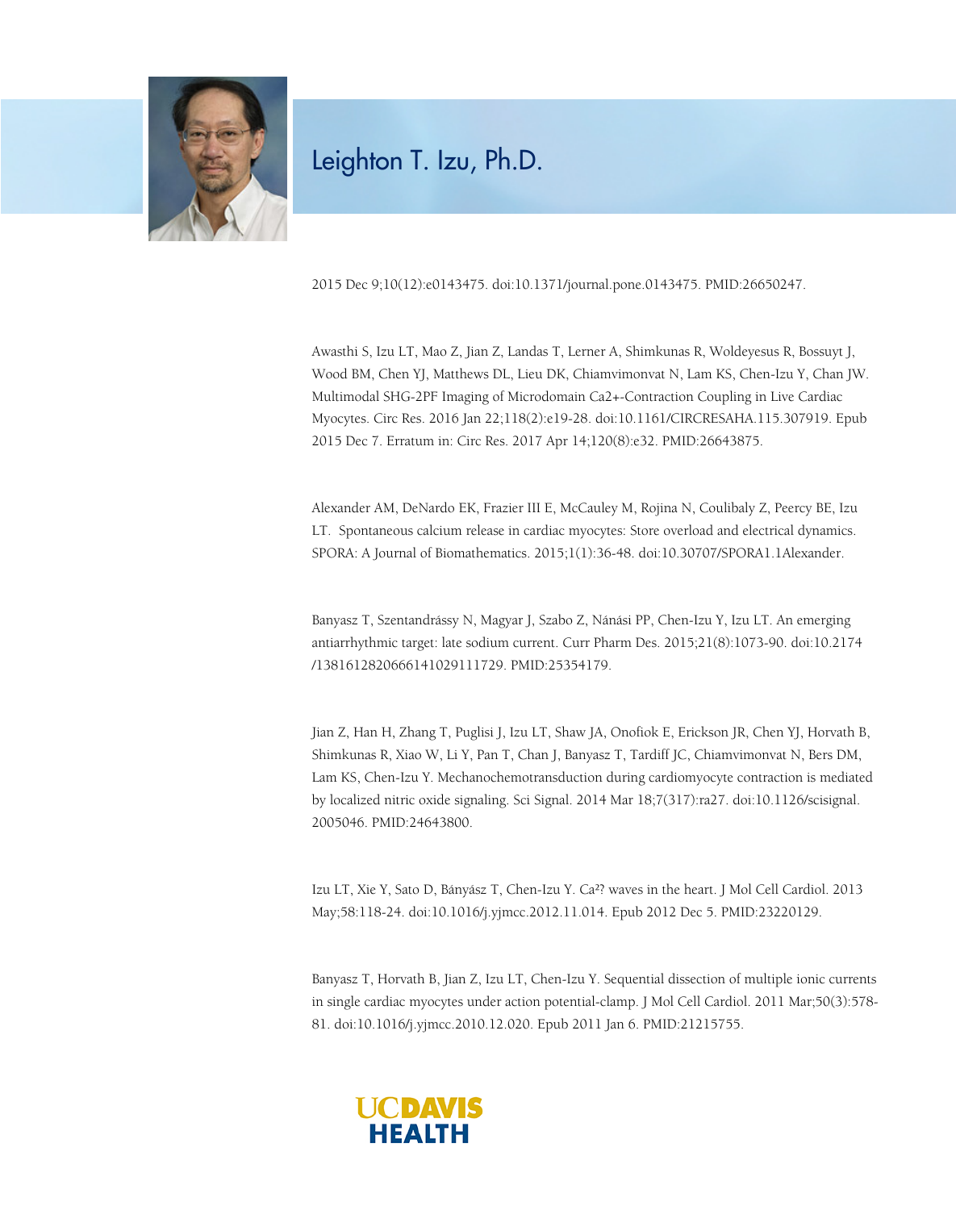# Leighton T. Izu, Ph.D.

2015 Dec 9;10(12):e0143475. doi:10.1371/journal.pone.0143475. PMID:26650247.

Awasthi S, Izu LT, Mao Z, Jian Z, Landas T, Lerner A, Shimkunas R, Woldeyesus R, Bossuyt J, Wood BM, Chen YJ, Matthews DL, Lieu DK, Chiamvimonvat N, Lam KS, Chen-Izu Y, Chan JW. Multimodal SHG-2PF Imaging of Microdomain Ca2+-Contraction Coupling in Live Cardiac Myocytes. Circ Res. 2016 Jan 22;118(2):e19-28. doi:10.1161/CIRCRESAHA.115.307919. Epub 2015 Dec 7. Erratum in: Circ Res. 2017 Apr 14;120(8):e32. PMID:26643875.

Alexander AM, DeNardo EK, Frazier III E, McCauley M, Rojina N, Coulibaly Z, Peercy BE, Izu LT. Spontaneous calcium release in cardiac myocytes: Store overload and electrical dynamics. SPORA: A Journal of Biomathematics. 2015;1(1):36-48. doi:10.30707/SPORA1.1Alexander.

Banyasz T, Szentandrássy N, Magyar J, Szabo Z, Nánási PP, Chen-Izu Y, Izu LT. An emerging antiarrhythmic target: late sodium current. Curr Pharm Des. 2015;21(8):1073-90. doi:10.2174/1381612820666141029111729. PMID:25354179.

Jian Z, Han H, Zhang T, Puglisi J, Izu LT, Shaw JA, Onofiok E, Erickson JR, Chen YJ, Horvath B, Shimkunas R, Xiao W, Li Y, Pan T, Chan J, Banyasz T, Tardiff JC, Chiamvimonvat N, Bers DM, Lam KS, Chen-Izu Y. Mechanochemotransduction during cardiomyocyte contraction is mediated by localized nitric oxide signaling. Sci Signal. 2014 Mar 18;7(317):ra27. doi:10.1126/scisignal.2005046. PMID:24643800.

Izu LT, Xie Y, Sato D, Bányász T, Chen-Izu Y. Ca?? waves in the heart. J Mol Cell Cardiol. 2013 May;58:118-24. doi:10.1016/j.yjmcc.2012.11.014. Epub 2012 Dec 5. PMID:23220129.

Banyasz T, Horvath B, Jian Z, Izu LT, Chen-Izu Y. Sequential dissection of multiple ionic currents in single cardiac myocytes under action potential-clamp. J Mol Cell Cardiol. 2011 Mar;50(3):578-81. doi:10.1016/j.yjmcc.2010.12.020. Epub 2011 Jan 6. PMID:21215755.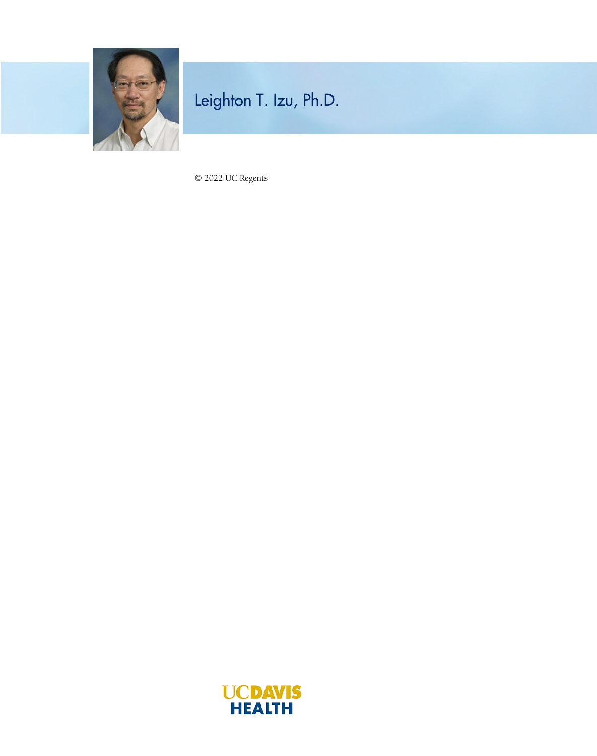# Leighton T. Izu, Ph.D.

© 2022 UC Regents

UC DAVIS HEALTH